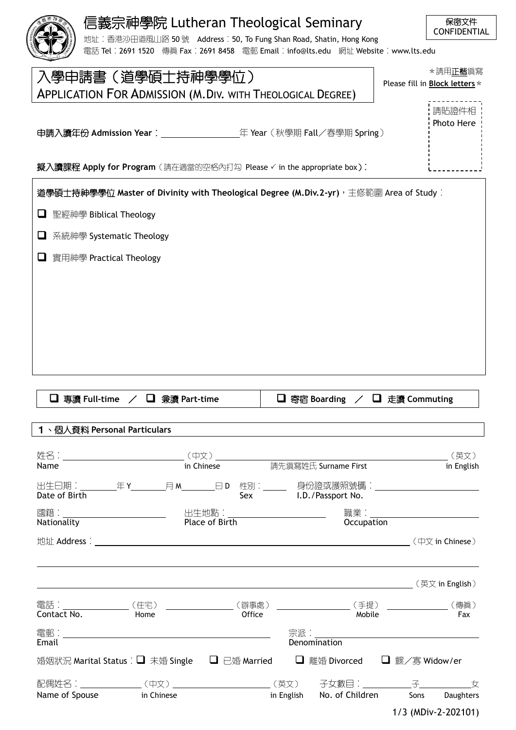# 信義宗神學院 Lutheran Theological Seminary

地址：香港沙田道風山路 50 號 Address: 50, To Fung Shan Road, Shatin, Hong Kong
電話 Tel：2691 1520 傳真 Fax：2691 8458 電郵 Email：info@lts.edu 網址 Website：www.lts.edu

保密文件 CONFIDENTIAL

## 入學申請書（道學碩士持神學學位）
## APPLICATION FOR ADMISSION (M.DIV. WITH THEOLOGICAL DEGREE)

＊請用**正楷**填寫 Please fill in **Block letters**＊

請貼證件相 Photo Here

**申請入讀年份 Admission Year**：＿＿＿＿＿＿＿＿年 Year（秋學期 Fall／春學期 Spring）

**擬入讀課程 Apply for Program**（請在適當的空格內打勾 Please ✓ in the appropriate box）：

**道學碩士持神學學位 Master of Divinity with Theological Degree (M.Div.2-yr)**，主修範圍 Area of Study：

- ☐ 聖經神學 Biblical Theology
- ☐ 系統神學 Systematic Theology
- ☐ 實用神學 Practical Theology

☐ **專讀 Full-time** ／ ☐ **兼讀 Part-time** | ☐ **寄宿 Boarding** ／ ☐ **走讀 Commuting**

### 1、個人資料 Personal Particulars

姓名 Name：＿＿＿＿＿＿＿＿（中文 in Chinese）＿＿＿＿＿＿＿＿ 請先填寫姓氏 Surname First（英文 in English）

出生日期 Date of Birth：＿＿＿年 Y＿＿＿月 M＿＿＿日 D 性別 Sex：＿＿＿ 身份證或護照號碼 I.D./Passport No.：＿＿＿＿＿＿＿＿

國籍 Nationality：＿＿＿＿＿＿＿＿ 出生地點 Place of Birth：＿＿＿＿＿＿＿＿ 職業 Occupation：＿＿＿＿＿＿＿＿

地址 Address：＿＿＿＿＿＿＿＿＿＿＿＿＿＿＿＿＿＿＿＿＿＿＿＿（中文 in Chinese）

＿＿＿＿＿＿＿＿＿＿＿＿＿＿＿＿＿＿＿＿＿＿＿＿＿＿＿＿＿＿＿＿（英文 in English）

電話 Contact No.：＿＿＿＿＿（住宅 Home）＿＿＿＿＿（辦事處 Office）＿＿＿＿＿（手提 Mobile）＿＿＿＿＿（傳真 Fax）

電郵 Email：＿＿＿＿＿＿＿＿＿＿＿＿ 宗派 Denomination：＿＿＿＿＿＿＿＿＿＿＿＿

婚姻狀況 Marital Status：☐ 未婚 Single ☐ 已婚 Married ☐ 離婚 Divorced ☐ 鰥／寡 Widow/er

配偶姓名 Name of Spouse：＿＿＿＿＿（中文 in Chinese）＿＿＿＿＿＿＿＿（英文 in English） 子女數目 No. of Children：＿＿＿＿子 Sons＿＿＿＿女 Daughters

(MDiv-2-202101)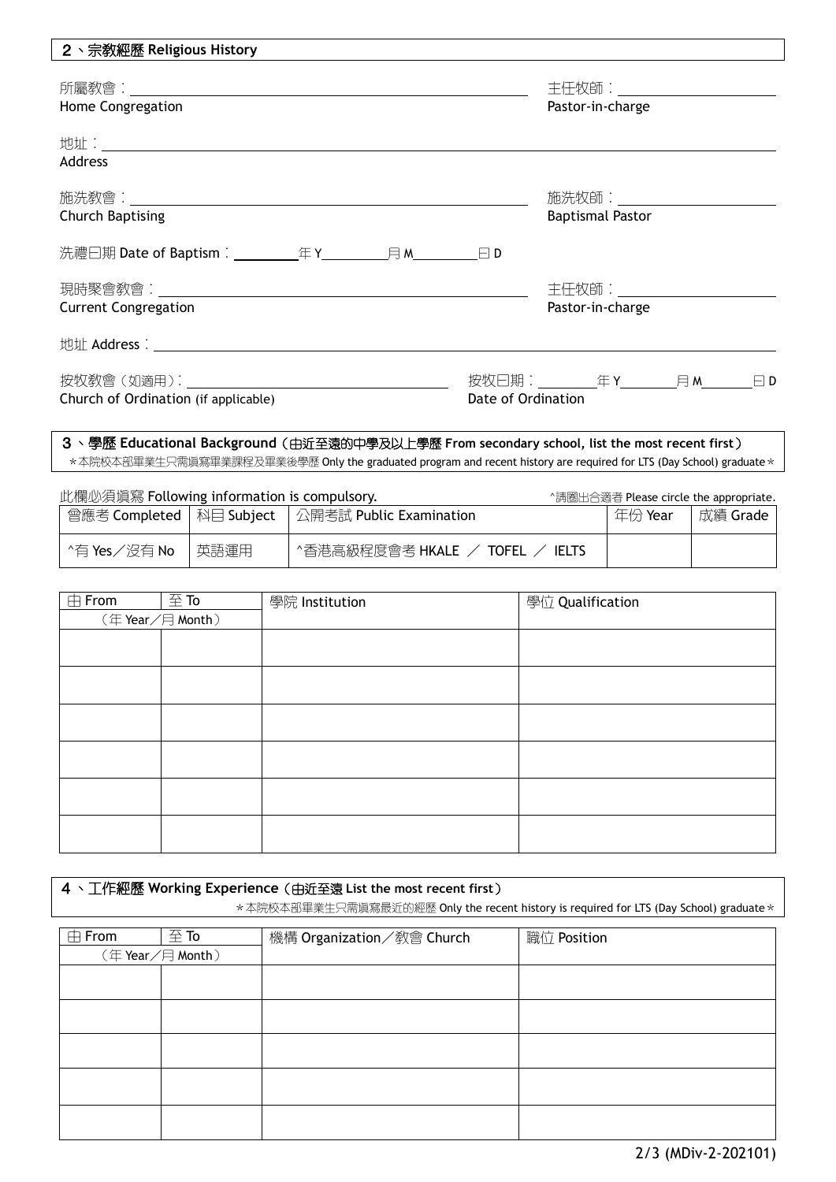## 2、宗教經歷 Religious History

所屬教會：______________________________ 主任牧師：______________________
Home Congregation Pastor-in-charge

地址：______________________________________________________________
Address

施洗教會：______________________________ 施洗牧師：______________________
Church Baptising Baptismal Pastor

洗禮日期 Date of Baptism：________年 Y________月 M________日 D

現時聚會教會：______________________________ 主任牧師：______________________
Current Congregation Pastor-in-charge

地址 Address：______________________________________________________________

按牧教會（如適用）：______________________________ 按牧日期：________年 Y________月 M________日 D
Church of Ordination (if applicable) Date of Ordination

## 3、學歷 Educational Background（由近至遠的中學及以上學歷 From secondary school, list the most recent first）

＊本院校本部畢業生只需填寫畢業課程及畢業後學歷 Only the graduated program and recent history are required for LTS (Day School) graduate＊

此欄必須填寫 Following information is compulsory. ^請圈出合適者 Please circle the appropriate.

| 曾應考 Completed | 科目 Subject | 公開考試 Public Examination | 年份 Year | 成績 Grade |
|---|---|---|---|---|
| ^有 Yes／沒有 No | 英語運用 | ^香港高級程度會考 HKALE ／ TOFEL ／ IELTS | | |

| 由 From | 至 To | 學院 Institution | 學位 Qualification |
|---|---|---|---|
| （年 Year／月 Month） | | | |
| | | | |
| | | | |
| | | | |
| | | | |
| | | | |
| | | | |

## 4、工作經歷 Working Experience（由近至遠 List the most recent first）

＊本院校本部畢業生只需填寫最近的經歷 Only the recent history is required for LTS (Day School) graduate＊

| 由 From | 至 To | 機構 Organization／教會 Church | 職位 Position |
|---|---|---|---|
| （年 Year／月 Month） | | | |
| | | | |
| | | | |
| | | | |
| | | | |
| | | | |

(MDiv-2-202101)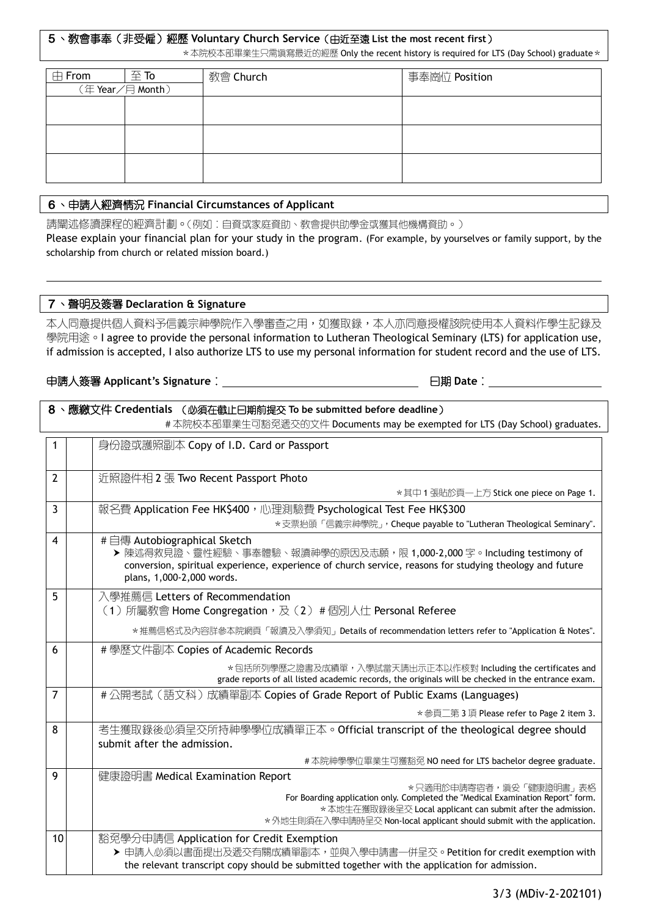## 5、教會事奉（非受僱）經歷 Voluntary Church Service（由近至遠 List the most recent first）

＊本院校本部畢業生只需填寫最近的經歷 Only the recent history is required for LTS (Day School) graduate＊

| 由 From | 至 To | 教會 Church | 事奉崗位 Position |
|---|---|---|---|
| （年 Year／月 Month） | | | |
| | | | |
| | | | |
| | | | |

## 6、申請人經濟情況 Financial Circumstances of Applicant

請闡述修讀課程的經濟計劃。(例如：自資或家庭資助、教會提供助學金或獲其他機構資助。)

Please explain your financial plan for your study in the program. (For example, by yourselves or family support, by the scholarship from church or related mission board.)

## 7、聲明及簽署 Declaration & Signature

本人同意提供個人資料予信義宗神學院作入學審查之用，如獲取錄，本人亦同意授權該院使用本人資料作學生記錄及學院用途。I agree to provide the personal information to Lutheran Theological Seminary (LTS) for application use, if admission is accepted, I also authorize LTS to use my personal information for student record and the use of LTS.

申請人簽署 Applicant's Signature：______________________ 日期 Date：______________

## 8、應繳文件 Credentials （必須在截止日期前提交 To be submitted before deadline）

# 本院校本部畢業生可豁免遞交的文件 Documents may be exempted for LTS (Day School) graduates.

| | | |
|---|---|---|
| 1 | | 身份證或護照副本 Copy of I.D. Card or Passport |
| 2 | | 近照證件相 2 張 Two Recent Passport Photo<br>＊其中 1 張貼於頁一上方 Stick one piece on Page 1. |
| 3 | | 報名費 Application Fee HK$400，心理測驗費 Psychological Test Fee HK$300<br>＊支票抬頭「信義宗神學院」，Cheque payable to "Lutheran Theological Seminary". |
| 4 | | # 自傳 Autobiographical Sketch<br>➤ 陳述得救見證、靈性經驗、事奉體驗、報讀神學的原因及志願，限 1,000-2,000 字。Including testimony of conversion, spiritual experience, experience of church service, reasons for studying theology and future plans, 1,000-2,000 words. |
| 5 | | 入學推薦信 Letters of Recommendation<br>（1）所屬教會 Home Congregation，及（2）# 個別人仕 Personal Referee<br>＊推薦信格式及內容詳參本院網頁「報讀及入學須知」Details of recommendation letters refer to "Application & Notes". |
| 6 | | # 學歷文件副本 Copies of Academic Records<br>＊包括所列學歷之證書及成績單，入學試當天請出示正本以作核對 Including the certificates and grade reports of all listed academic records, the originals will be checked in the entrance exam. |
| 7 | | # 公開考試（語文科）成績單副本 Copies of Grade Report of Public Exams (Languages)<br>＊參頁二第 3 項 Please refer to Page 2 item 3. |
| 8 | | 考生獲取錄後必須呈交所持神學學位成績單正本。Official transcript of the theological degree should submit after the admission.<br># 本院神學學位畢業生可獲豁免 NO need for LTS bachelor degree graduate. |
| 9 | | 健康證明書 Medical Examination Report<br>＊只適用於申請寄宿者，填妥「健康證明書」表格 For Boarding application only. Completed the "Medical Examination Report" form.<br>＊本地生在獲取錄後呈交 Local applicant can submit after the admission.<br>＊外地生則須在入學申請時呈交 Non-local applicant should submit with the application. |
| 10 | | 豁免學分申請信 Application for Credit Exemption<br>➤ 申請人必須以書面提出及遞交有關成績單副本，並與入學申請書一併呈交。Petition for credit exemption with the relevant transcript copy should be submitted together with the application for admission. |